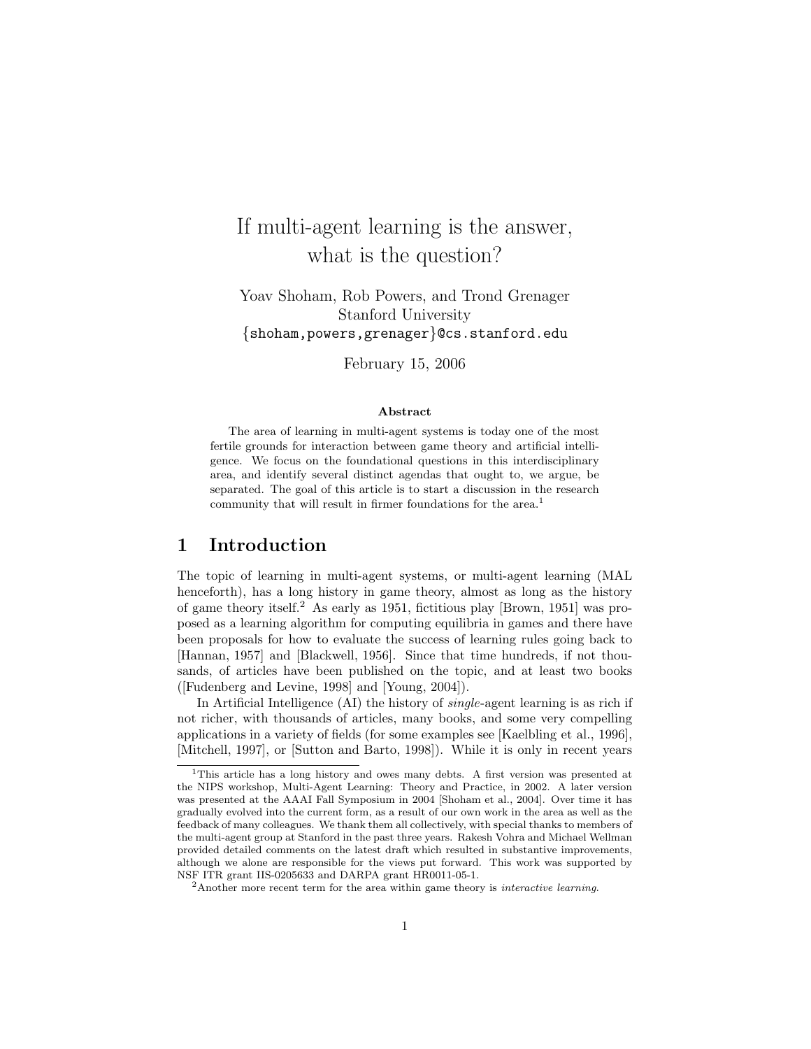# If multi-agent learning is the answer, what is the question?

Yoav Shoham, Rob Powers, and Trond Grenager
Stanford University
{shoham,powers,grenager}@cs.stanford.edu

February 15, 2006

**Abstract**

The area of learning in multi-agent systems is today one of the most fertile grounds for interaction between game theory and artificial intelligence. We focus on the foundational questions in this interdisciplinary area, and identify several distinct agendas that ought to, we argue, be separated. The goal of this article is to start a discussion in the research community that will result in firmer foundations for the area.[1]

## 1 Introduction

The topic of learning in multi-agent systems, or multi-agent learning (MAL henceforth), has a long history in game theory, almost as long as the history of game theory itself.[2] As early as 1951, fictitious play [Brown, 1951] was proposed as a learning algorithm for computing equilibria in games and there have been proposals for how to evaluate the success of learning rules going back to [Hannan, 1957] and [Blackwell, 1956]. Since that time hundreds, if not thousands, of articles have been published on the topic, and at least two books ([Fudenberg and Levine, 1998] and [Young, 2004]).

In Artificial Intelligence (AI) the history of *single*-agent learning is as rich if not richer, with thousands of articles, many books, and some very compelling applications in a variety of fields (for some examples see [Kaelbling et al., 1996], [Mitchell, 1997], or [Sutton and Barto, 1998]). While it is only in recent years

---

[1] This article has a long history and owes many debts. A first version was presented at the NIPS workshop, Multi-Agent Learning: Theory and Practice, in 2002. A later version was presented at the AAAI Fall Symposium in 2004 [Shoham et al., 2004]. Over time it has gradually evolved into the current form, as a result of our own work in the area as well as the feedback of many colleagues. We thank them all collectively, with special thanks to members of the multi-agent group at Stanford in the past three years. Rakesh Vohra and Michael Wellman provided detailed comments on the latest draft which resulted in substantive improvements, although we alone are responsible for the views put forward. This work was supported by NSF ITR grant IIS-0205633 and DARPA grant HR0011-05-1.

[2] Another more recent term for the area within game theory is *interactive learning*.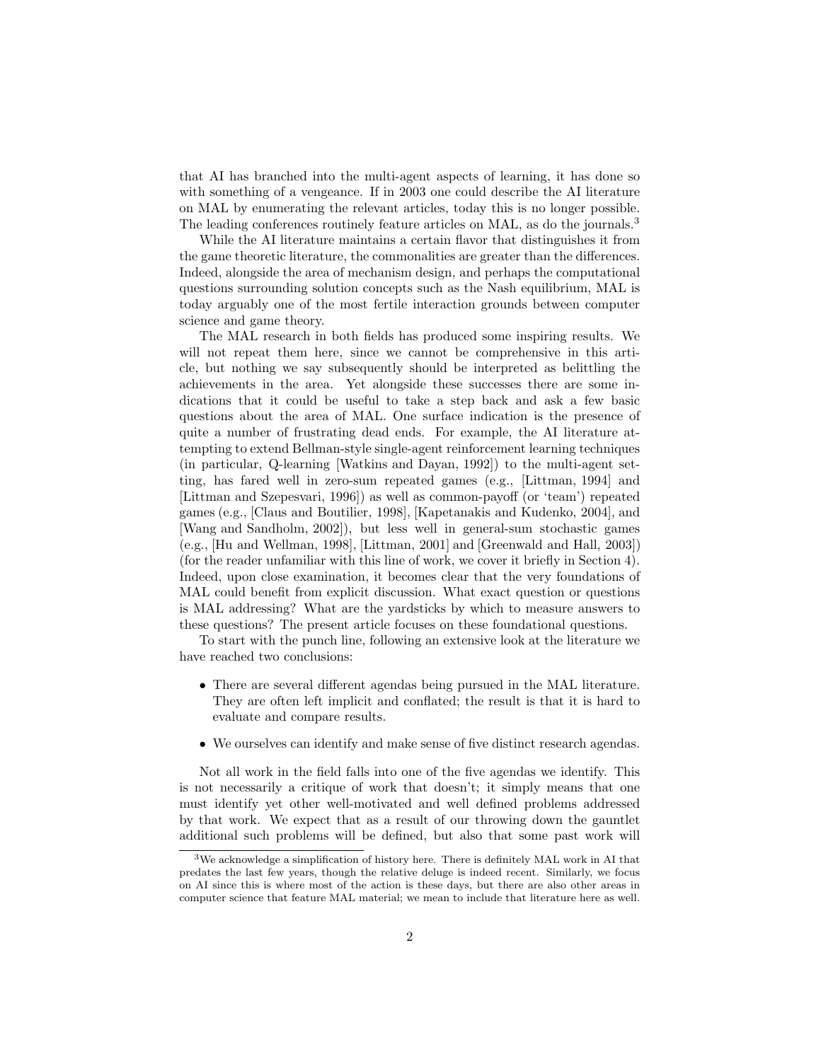that AI has branched into the multi-agent aspects of learning, it has done so with something of a vengeance. If in 2003 one could describe the AI literature on MAL by enumerating the relevant articles, today this is no longer possible. The leading conferences routinely feature articles on MAL, as do the journals.[3]

While the AI literature maintains a certain flavor that distinguishes it from the game theoretic literature, the commonalities are greater than the differences. Indeed, alongside the area of mechanism design, and perhaps the computational questions surrounding solution concepts such as the Nash equilibrium, MAL is today arguably one of the most fertile interaction grounds between computer science and game theory.

The MAL research in both fields has produced some inspiring results. We will not repeat them here, since we cannot be comprehensive in this article, but nothing we say subsequently should be interpreted as belittling the achievements in the area. Yet alongside these successes there are some indications that it could be useful to take a step back and ask a few basic questions about the area of MAL. One surface indication is the presence of quite a number of frustrating dead ends. For example, the AI literature attempting to extend Bellman-style single-agent reinforcement learning techniques (in particular, Q-learning [Watkins and Dayan, 1992]) to the multi-agent setting, has fared well in zero-sum repeated games (e.g., [Littman, 1994] and [Littman and Szepesvari, 1996]) as well as common-payoff (or 'team') repeated games (e.g., [Claus and Boutilier, 1998], [Kapetanakis and Kudenko, 2004], and [Wang and Sandholm, 2002]), but less well in general-sum stochastic games (e.g., [Hu and Wellman, 1998], [Littman, 2001] and [Greenwald and Hall, 2003]) (for the reader unfamiliar with this line of work, we cover it briefly in Section 4). Indeed, upon close examination, it becomes clear that the very foundations of MAL could benefit from explicit discussion. What exact question or questions is MAL addressing? What are the yardsticks by which to measure answers to these questions? The present article focuses on these foundational questions.

To start with the punch line, following an extensive look at the literature we have reached two conclusions:

- There are several different agendas being pursued in the MAL literature. They are often left implicit and conflated; the result is that it is hard to evaluate and compare results.
- We ourselves can identify and make sense of five distinct research agendas.

Not all work in the field falls into one of the five agendas we identify. This is not necessarily a critique of work that doesn't; it simply means that one must identify yet other well-motivated and well defined problems addressed by that work. We expect that as a result of our throwing down the gauntlet additional such problems will be defined, but also that some past work will

[3] We acknowledge a simplification of history here. There is definitely MAL work in AI that predates the last few years, though the relative deluge is indeed recent. Similarly, we focus on AI since this is where most of the action is these days, but there are also other areas in computer science that feature MAL material; we mean to include that literature here as well.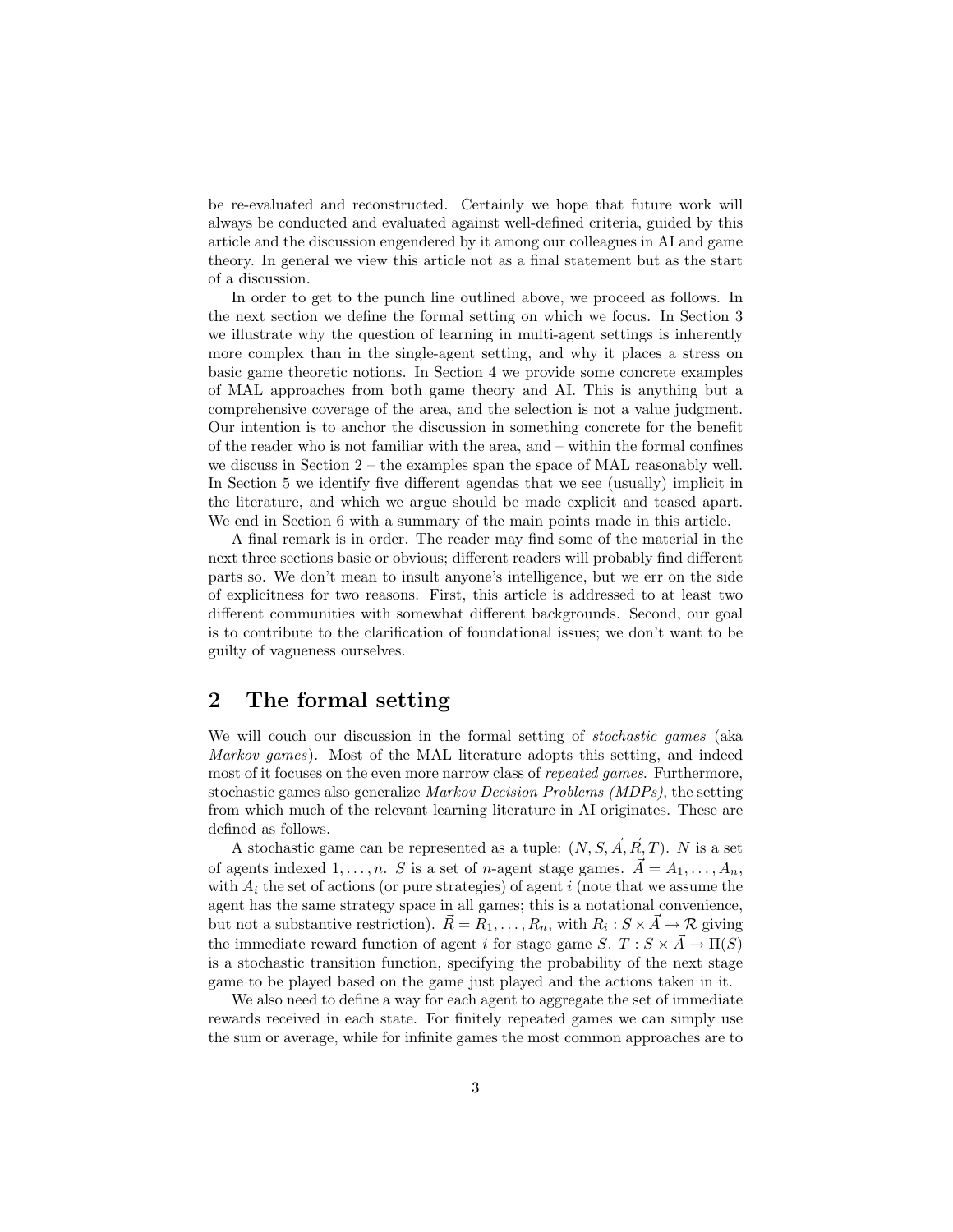be re-evaluated and reconstructed. Certainly we hope that future work will always be conducted and evaluated against well-defined criteria, guided by this article and the discussion engendered by it among our colleagues in AI and game theory. In general we view this article not as a final statement but as the start of a discussion.

In order to get to the punch line outlined above, we proceed as follows. In the next section we define the formal setting on which we focus. In Section 3 we illustrate why the question of learning in multi-agent settings is inherently more complex than in the single-agent setting, and why it places a stress on basic game theoretic notions. In Section 4 we provide some concrete examples of MAL approaches from both game theory and AI. This is anything but a comprehensive coverage of the area, and the selection is not a value judgment. Our intention is to anchor the discussion in something concrete for the benefit of the reader who is not familiar with the area, and – within the formal confines we discuss in Section 2 – the examples span the space of MAL reasonably well. In Section 5 we identify five different agendas that we see (usually) implicit in the literature, and which we argue should be made explicit and teased apart. We end in Section 6 with a summary of the main points made in this article.

A final remark is in order. The reader may find some of the material in the next three sections basic or obvious; different readers will probably find different parts so. We don't mean to insult anyone's intelligence, but we err on the side of explicitness for two reasons. First, this article is addressed to at least two different communities with somewhat different backgrounds. Second, our goal is to contribute to the clarification of foundational issues; we don't want to be guilty of vagueness ourselves.

## 2 The formal setting

We will couch our discussion in the formal setting of *stochastic games* (aka *Markov games*). Most of the MAL literature adopts this setting, and indeed most of it focuses on the even more narrow class of *repeated games*. Furthermore, stochastic games also generalize *Markov Decision Problems (MDPs)*, the setting from which much of the relevant learning literature in AI originates. These are defined as follows.

A stochastic game can be represented as a tuple: $(N, S, \vec{A}, \vec{R}, T)$. $N$ is a set of agents indexed $1, \ldots, n$. $S$ is a set of $n$-agent stage games. $\vec{A} = A_1, \ldots, A_n$, with $A_i$ the set of actions (or pure strategies) of agent $i$ (note that we assume the agent has the same strategy space in all games; this is a notational convenience, but not a substantive restriction). $\vec{R} = R_1, \ldots, R_n$, with $R_i : S \times \vec{A} \rightarrow \mathcal{R}$ giving the immediate reward function of agent $i$ for stage game $S$. $T : S \times \vec{A} \rightarrow \Pi(S)$ is a stochastic transition function, specifying the probability of the next stage game to be played based on the game just played and the actions taken in it.

We also need to define a way for each agent to aggregate the set of immediate rewards received in each state. For finitely repeated games we can simply use the sum or average, while for infinite games the most common approaches are to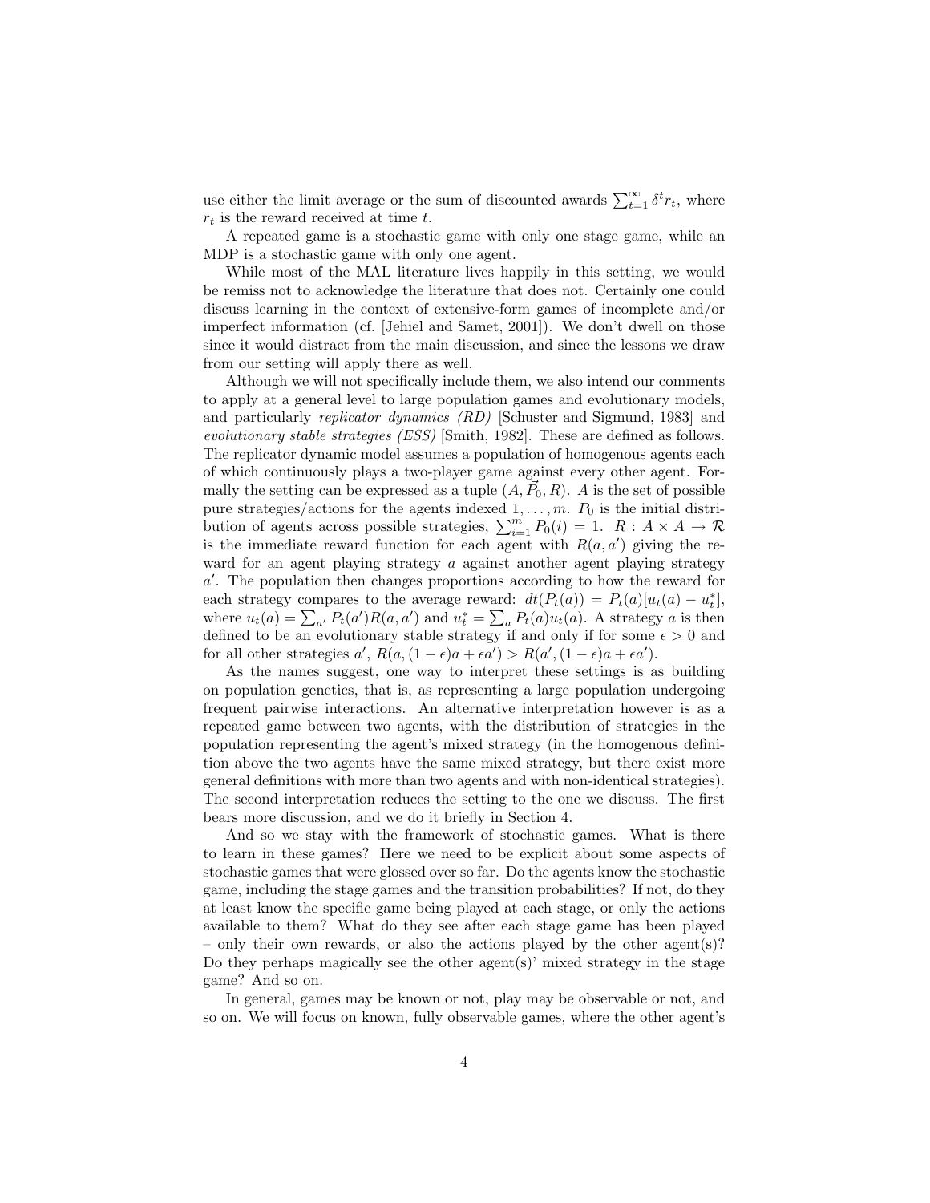use either the limit average or the sum of discounted awards $\sum_{t=1}^{\infty} \delta^t r_t$, where $r_t$ is the reward received at time $t$.

A repeated game is a stochastic game with only one stage game, while an MDP is a stochastic game with only one agent.

While most of the MAL literature lives happily in this setting, we would be remiss not to acknowledge the literature that does not. Certainly one could discuss learning in the context of extensive-form games of incomplete and/or imperfect information (cf. [Jehiel and Samet, 2001]). We don't dwell on those since it would distract from the main discussion, and since the lessons we draw from our setting will apply there as well.

Although we will not specifically include them, we also intend our comments to apply at a general level to large population games and evolutionary models, and particularly *replicator dynamics (RD)* [Schuster and Sigmund, 1983] and *evolutionary stable strategies (ESS)* [Smith, 1982]. These are defined as follows. The replicator dynamic model assumes a population of homogenous agents each of which continuously plays a two-player game against every other agent. Formally the setting can be expressed as a tuple $(A, \vec{P}_0, R)$. $A$ is the set of possible pure strategies/actions for the agents indexed $1, \ldots, m$. $P_0$ is the initial distribution of agents across possible strategies, $\sum_{i=1}^{m} P_0(i) = 1$. $R : A \times A \to \mathcal{R}$ is the immediate reward function for each agent with $R(a, a')$ giving the reward for an agent playing strategy $a$ against another agent playing strategy $a'$. The population then changes proportions according to how the reward for each strategy compares to the average reward: $dt(P_t(a)) = P_t(a)[u_t(a) - u_t^*]$, where $u_t(a) = \sum_{a'} P_t(a')R(a, a')$ and $u_t^* = \sum_a P_t(a)u_t(a)$. A strategy $a$ is then defined to be an evolutionary stable strategy if and only if for some $\epsilon > 0$ and for all other strategies $a'$, $R(a, (1-\epsilon)a + \epsilon a') > R(a', (1-\epsilon)a + \epsilon a')$.

As the names suggest, one way to interpret these settings is as building on population genetics, that is, as representing a large population undergoing frequent pairwise interactions. An alternative interpretation however is as a repeated game between two agents, with the distribution of strategies in the population representing the agent's mixed strategy (in the homogenous definition above the two agents have the same mixed strategy, but there exist more general definitions with more than two agents and with non-identical strategies). The second interpretation reduces the setting to the one we discuss. The first bears more discussion, and we do it briefly in Section 4.

And so we stay with the framework of stochastic games. What is there to learn in these games? Here we need to be explicit about some aspects of stochastic games that were glossed over so far. Do the agents know the stochastic game, including the stage games and the transition probabilities? If not, do they at least know the specific game being played at each stage, or only the actions available to them? What do they see after each stage game has been played – only their own rewards, or also the actions played by the other agent(s)? Do they perhaps magically see the other agent(s)' mixed strategy in the stage game? And so on.

In general, games may be known or not, play may be observable or not, and so on. We will focus on known, fully observable games, where the other agent's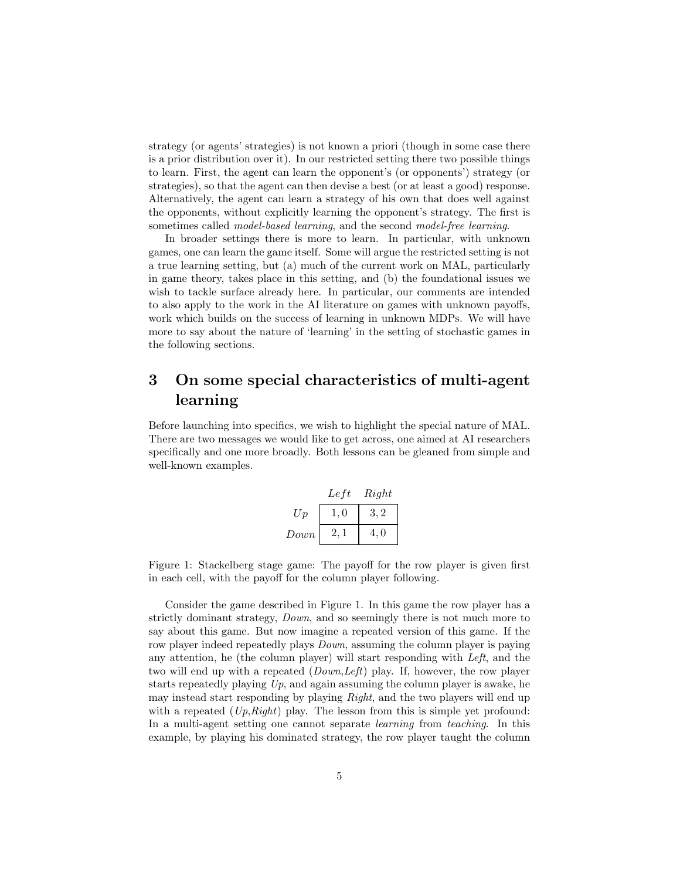strategy (or agents' strategies) is not known a priori (though in some case there is a prior distribution over it). In our restricted setting there two possible things to learn. First, the agent can learn the opponent's (or opponents') strategy (or strategies), so that the agent can then devise a best (or at least a good) response. Alternatively, the agent can learn a strategy of his own that does well against the opponents, without explicitly learning the opponent's strategy. The first is sometimes called *model-based learning*, and the second *model-free learning*.

In broader settings there is more to learn. In particular, with unknown games, one can learn the game itself. Some will argue the restricted setting is not a true learning setting, but (a) much of the current work on MAL, particularly in game theory, takes place in this setting, and (b) the foundational issues we wish to tackle surface already here. In particular, our comments are intended to also apply to the work in the AI literature on games with unknown payoffs, work which builds on the success of learning in unknown MDPs. We will have more to say about the nature of 'learning' in the setting of stochastic games in the following sections.

# 3 On some special characteristics of multi-agent learning

Before launching into specifics, we wish to highlight the special nature of MAL. There are two messages we would like to get across, one aimed at AI researchers specifically and one more broadly. Both lessons can be gleaned from simple and well-known examples.

| | *Left* | *Right* |
|---|---|---|
| *Up* | 1, 0 | 3, 2 |
| *Down* | 2, 1 | 4, 0 |

Figure 1: Stackelberg stage game: The payoff for the row player is given first in each cell, with the payoff for the column player following.

Consider the game described in Figure 1. In this game the row player has a strictly dominant strategy, *Down*, and so seemingly there is not much more to say about this game. But now imagine a repeated version of this game. If the row player indeed repeatedly plays *Down*, assuming the column player is paying any attention, he (the column player) will start responding with *Left*, and the two will end up with a repeated (*Down*,*Left*) play. If, however, the row player starts repeatedly playing *Up*, and again assuming the column player is awake, he may instead start responding by playing *Right*, and the two players will end up with a repeated (*Up*,*Right*) play. The lesson from this is simple yet profound: In a multi-agent setting one cannot separate *learning* from *teaching*. In this example, by playing his dominated strategy, the row player taught the column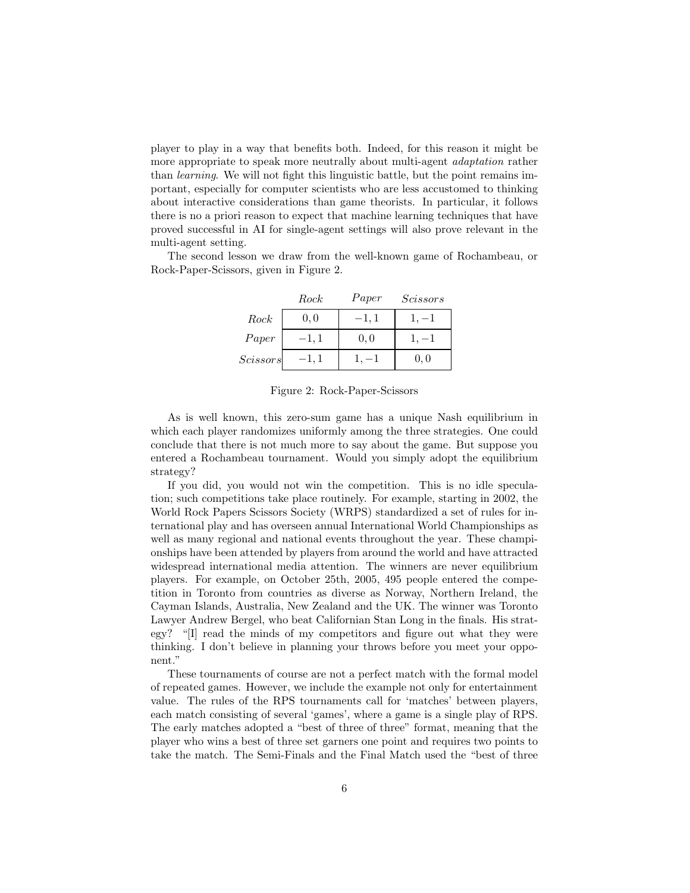player to play in a way that benefits both. Indeed, for this reason it might be more appropriate to speak more neutrally about multi-agent *adaptation* rather than *learning*. We will not fight this linguistic battle, but the point remains important, especially for computer scientists who are less accustomed to thinking about interactive considerations than game theorists. In particular, it follows there is no a priori reason to expect that machine learning techniques that have proved successful in AI for single-agent settings will also prove relevant in the multi-agent setting.

The second lesson we draw from the well-known game of Rochambeau, or Rock-Paper-Scissors, given in Figure 2.

| | *Rock* | *Paper* | *Scissors* |
|---|---|---|---|
| *Rock* | $0, 0$ | $-1, 1$ | $1, -1$ |
| *Paper* | $-1, 1$ | $0, 0$ | $1, -1$ |
| *Scissors* | $-1, 1$ | $1, -1$ | $0, 0$ |

Figure 2: Rock-Paper-Scissors

As is well known, this zero-sum game has a unique Nash equilibrium in which each player randomizes uniformly among the three strategies. One could conclude that there is not much more to say about the game. But suppose you entered a Rochambeau tournament. Would you simply adopt the equilibrium strategy?

If you did, you would not win the competition. This is no idle speculation; such competitions take place routinely. For example, starting in 2002, the World Rock Papers Scissors Society (WRPS) standardized a set of rules for international play and has overseen annual International World Championships as well as many regional and national events throughout the year. These championships have been attended by players from around the world and have attracted widespread international media attention. The winners are never equilibrium players. For example, on October 25th, 2005, 495 people entered the competition in Toronto from countries as diverse as Norway, Northern Ireland, the Cayman Islands, Australia, New Zealand and the UK. The winner was Toronto Lawyer Andrew Bergel, who beat Californian Stan Long in the finals. His strategy? "[I] read the minds of my competitors and figure out what they were thinking. I don't believe in planning your throws before you meet your opponent."

These tournaments of course are not a perfect match with the formal model of repeated games. However, we include the example not only for entertainment value. The rules of the RPS tournaments call for 'matches' between players, each match consisting of several 'games', where a game is a single play of RPS. The early matches adopted a "best of three of three" format, meaning that the player who wins a best of three set garners one point and requires two points to take the match. The Semi-Finals and the Final Match used the "best of three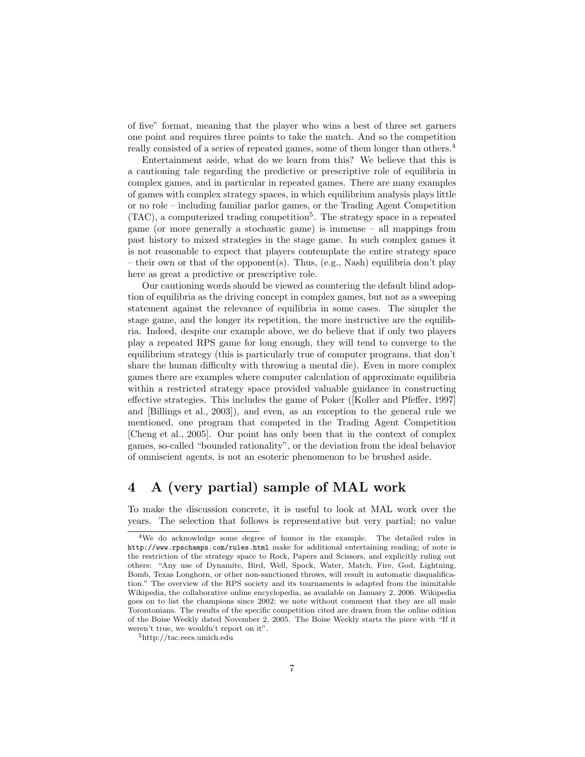of five" format, meaning that the player who wins a best of three set garners one point and requires three points to take the match. And so the competition really consisted of a series of repeated games, some of them longer than others.[4]

Entertainment aside, what do we learn from this? We believe that this is a cautioning tale regarding the predictive or prescriptive role of equilibria in complex games, and in particular in repeated games. There are many examples of games with complex strategy spaces, in which equilibrium analysis plays little or no role – including familiar parlor games, or the Trading Agent Competition (TAC), a computerized trading competition[5]. The strategy space in a repeated game (or more generally a stochastic game) is immense – all mappings from past history to mixed strategies in the stage game. In such complex games it is not reasonable to expect that players contemplate the entire strategy space – their own or that of the opponent(s). Thus, (e.g., Nash) equilibria don't play here as great a predictive or prescriptive role.

Our cautioning words should be viewed as countering the default blind adoption of equilibria as the driving concept in complex games, but not as a sweeping statement against the relevance of equilibria in some cases. The simpler the stage game, and the longer its repetition, the more instructive are the equilibria. Indeed, despite our example above, we do believe that if only two players play a repeated RPS game for long enough, they will tend to converge to the equilibrium strategy (this is particularly true of computer programs, that don't share the human difficulty with throwing a mental die). Even in more complex games there are examples where computer calculation of approximate equilibria within a restricted strategy space provided valuable guidance in constructing effective strategies. This includes the game of Poker ([Koller and Pfeffer, 1997] and [Billings et al., 2003]), and even, as an exception to the general rule we mentioned, one program that competed in the Trading Agent Competition [Cheng et al., 2005]. Our point has only been that in the context of complex games, so-called "bounded rationality", or the deviation from the ideal behavior of omniscient agents, is not an esoteric phenomenon to be brushed aside.

## 4 A (very partial) sample of MAL work

To make the discussion concrete, it is useful to look at MAL work over the years. The selection that follows is representative but very partial; no value

---

[4] We do acknowledge some degree of humor in the example. The detailed rules in `http://www.rpschamps.com/rules.html` make for additional entertaining reading; of note is the restriction of the strategy space to Rock, Papers and Scissors, and explicitly ruling out others: "Any use of Dynamite, Bird, Well, Spock, Water, Match, Fire, God, Lightning, Bomb, Texas Longhorn, or other non-sanctioned throws, will result in automatic disqualification." The overview of the RPS society and its tournaments is adapted from the inimitable Wikipedia, the collaborative online encyclopedia, as available on January 2, 2006. Wikipedia goes on to list the champions since 2002; we note without comment that they are all male Torontonians. The results of the specific competition cited are drawn from the online edition of the Boise Weekly dated November 2, 2005. The Boise Weekly starts the piece with "If it weren't true, we wouldn't report on it".

[5] http://tac.eecs.umich.edu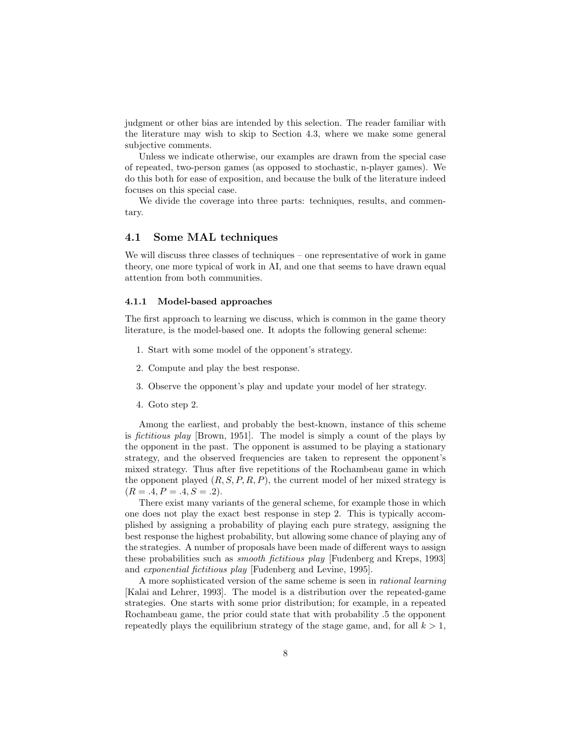judgment or other bias are intended by this selection. The reader familiar with the literature may wish to skip to Section 4.3, where we make some general subjective comments.

Unless we indicate otherwise, our examples are drawn from the special case of repeated, two-person games (as opposed to stochastic, n-player games). We do this both for ease of exposition, and because the bulk of the literature indeed focuses on this special case.

We divide the coverage into three parts: techniques, results, and commentary.

## 4.1 Some MAL techniques

We will discuss three classes of techniques – one representative of work in game theory, one more typical of work in AI, and one that seems to have drawn equal attention from both communities.

### 4.1.1 Model-based approaches

The first approach to learning we discuss, which is common in the game theory literature, is the model-based one. It adopts the following general scheme:

1. Start with some model of the opponent's strategy.
2. Compute and play the best response.
3. Observe the opponent's play and update your model of her strategy.
4. Goto step 2.

Among the earliest, and probably the best-known, instance of this scheme is *fictitious play* [Brown, 1951]. The model is simply a count of the plays by the opponent in the past. The opponent is assumed to be playing a stationary strategy, and the observed frequencies are taken to represent the opponent's mixed strategy. Thus after five repetitions of the Rochambeau game in which the opponent played $(R, S, P, R, P)$, the current model of her mixed strategy is $(R = .4, P = .4, S = .2)$.

There exist many variants of the general scheme, for example those in which one does not play the exact best response in step 2. This is typically accomplished by assigning a probability of playing each pure strategy, assigning the best response the highest probability, but allowing some chance of playing any of the strategies. A number of proposals have been made of different ways to assign these probabilities such as *smooth fictitious play* [Fudenberg and Kreps, 1993] and *exponential fictitious play* [Fudenberg and Levine, 1995].

A more sophisticated version of the same scheme is seen in *rational learning* [Kalai and Lehrer, 1993]. The model is a distribution over the repeated-game strategies. One starts with some prior distribution; for example, in a repeated Rochambeau game, the prior could state that with probability .5 the opponent repeatedly plays the equilibrium strategy of the stage game, and, for all $k > 1$,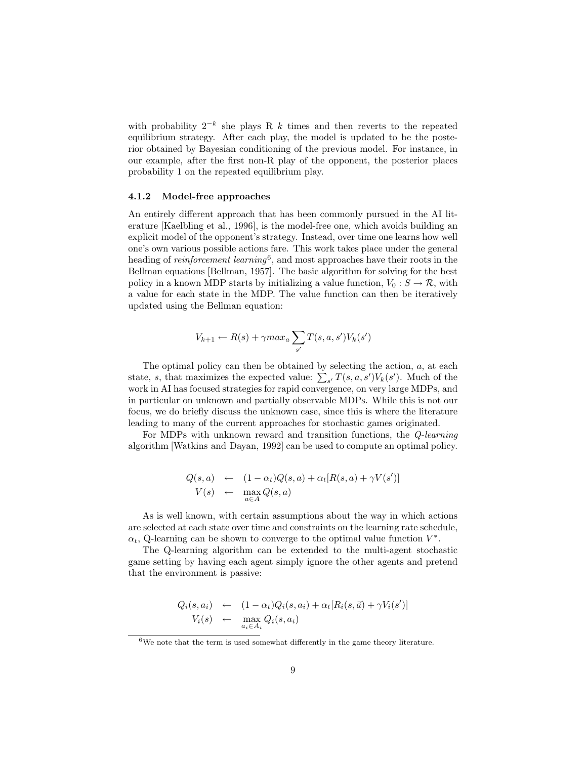with probability $2^{-k}$ she plays R $k$ times and then reverts to the repeated equilibrium strategy. After each play, the model is updated to be the posterior obtained by Bayesian conditioning of the previous model. For instance, in our example, after the first non-R play of the opponent, the posterior places probability 1 on the repeated equilibrium play.

### 4.1.2 Model-free approaches

An entirely different approach that has been commonly pursued in the AI literature [Kaelbling et al., 1996], is the model-free one, which avoids building an explicit model of the opponent's strategy. Instead, over time one learns how well one's own various possible actions fare. This work takes place under the general heading of *reinforcement learning*[6], and most approaches have their roots in the Bellman equations [Bellman, 1957]. The basic algorithm for solving for the best policy in a known MDP starts by initializing a value function, $V_0 : S \rightarrow \mathcal{R}$, with a value for each state in the MDP. The value function can then be iteratively updated using the Bellman equation:

$$V_{k+1} \leftarrow R(s) + \gamma max_a \sum_{s'} T(s, a, s')V_k(s')$$

The optimal policy can then be obtained by selecting the action, $a$, at each state, $s$, that maximizes the expected value: $\sum_{s'} T(s, a, s')V_k(s')$. Much of the work in AI has focused strategies for rapid convergence, on very large MDPs, and in particular on unknown and partially observable MDPs. While this is not our focus, we do briefly discuss the unknown case, since this is where the literature leading to many of the current approaches for stochastic games originated.

For MDPs with unknown reward and transition functions, the *Q-learning* algorithm [Watkins and Dayan, 1992] can be used to compute an optimal policy.

$$\begin{aligned} Q(s, a) &\leftarrow (1 - \alpha_t)Q(s, a) + \alpha_t[R(s, a) + \gamma V(s')] \\ V(s) &\leftarrow \max_{a \in A} Q(s, a) \end{aligned}$$

As is well known, with certain assumptions about the way in which actions are selected at each state over time and constraints on the learning rate schedule, $\alpha_t$, Q-learning can be shown to converge to the optimal value function $V^*$.

The Q-learning algorithm can be extended to the multi-agent stochastic game setting by having each agent simply ignore the other agents and pretend that the environment is passive:

$$\begin{aligned} Q_i(s, a_i) &\leftarrow (1 - \alpha_t)Q_i(s, a_i) + \alpha_t[R_i(s, \vec{a}) + \gamma V_i(s')] \\ V_i(s) &\leftarrow \max_{a_i \in A_i} Q_i(s, a_i) \end{aligned}$$

[6] We note that the term is used somewhat differently in the game theory literature.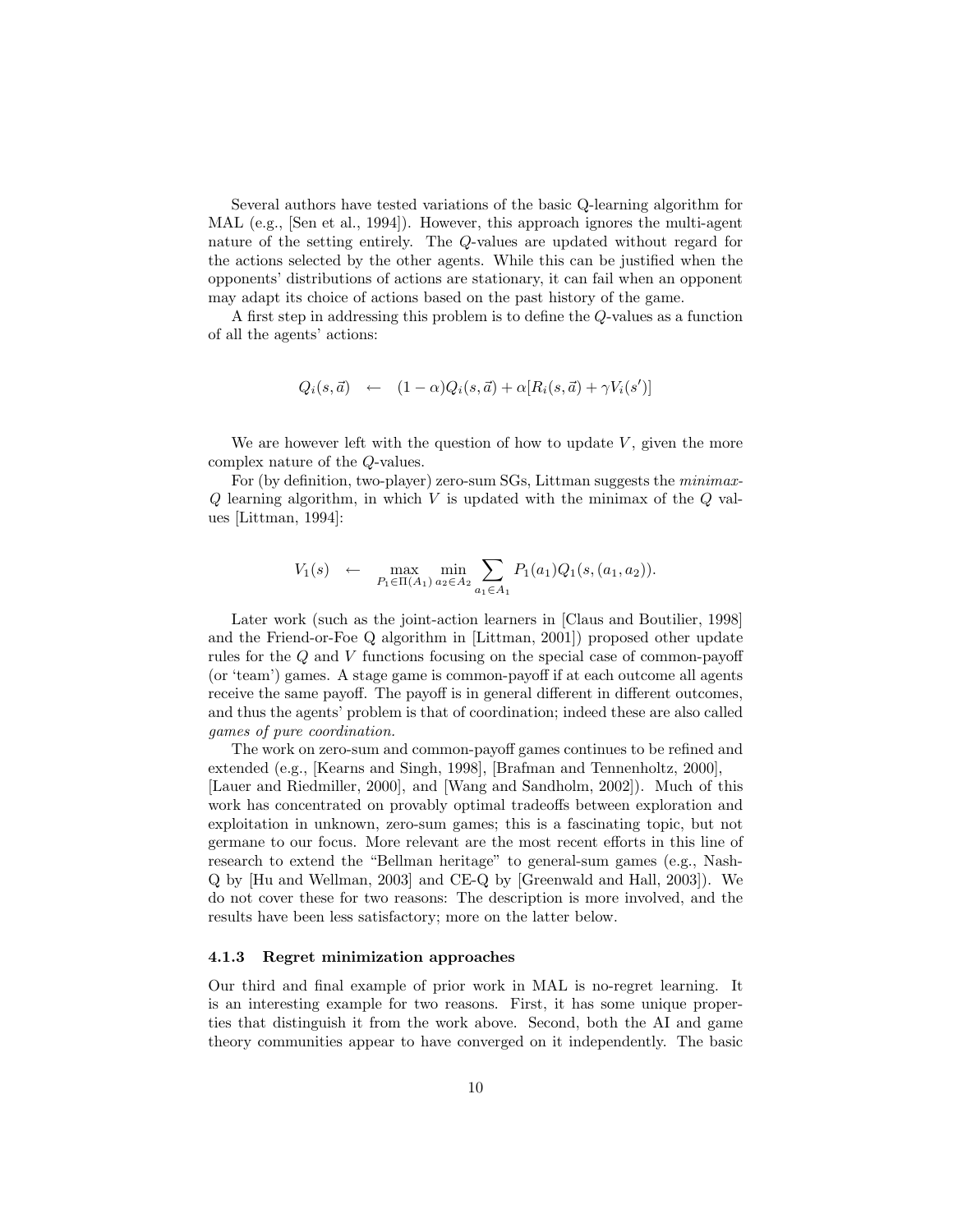Several authors have tested variations of the basic Q-learning algorithm for MAL (e.g., [Sen et al., 1994]). However, this approach ignores the multi-agent nature of the setting entirely. The $Q$-values are updated without regard for the actions selected by the other agents. While this can be justified when the opponents' distributions of actions are stationary, it can fail when an opponent may adapt its choice of actions based on the past history of the game.

A first step in addressing this problem is to define the $Q$-values as a function of all the agents' actions:

$$Q_i(s, \vec{a}) \quad \leftarrow \quad (1 - \alpha)Q_i(s, \vec{a}) + \alpha[R_i(s, \vec{a}) + \gamma V_i(s')]$$

We are however left with the question of how to update $V$, given the more complex nature of the $Q$-values.

For (by definition, two-player) zero-sum SGs, Littman suggests the *minimax-Q* learning algorithm, in which $V$ is updated with the minimax of the $Q$ values [Littman, 1994]:

$$V_1(s) \quad \leftarrow \quad \max_{P_1 \in \Pi(A_1)} \min_{a_2 \in A_2} \sum_{a_1 \in A_1} P_1(a_1) Q_1(s, (a_1, a_2)).$$

Later work (such as the joint-action learners in [Claus and Boutilier, 1998] and the Friend-or-Foe Q algorithm in [Littman, 2001]) proposed other update rules for the $Q$ and $V$ functions focusing on the special case of common-payoff (or 'team') games. A stage game is common-payoff if at each outcome all agents receive the same payoff. The payoff is in general different in different outcomes, and thus the agents' problem is that of coordination; indeed these are also called *games of pure coordination.*

The work on zero-sum and common-payoff games continues to be refined and extended (e.g., [Kearns and Singh, 1998], [Brafman and Tennenholtz, 2000], [Lauer and Riedmiller, 2000], and [Wang and Sandholm, 2002]). Much of this work has concentrated on provably optimal tradeoffs between exploration and exploitation in unknown, zero-sum games; this is a fascinating topic, but not germane to our focus. More relevant are the most recent efforts in this line of research to extend the "Bellman heritage" to general-sum games (e.g., Nash-Q by [Hu and Wellman, 2003] and CE-Q by [Greenwald and Hall, 2003]). We do not cover these for two reasons: The description is more involved, and the results have been less satisfactory; more on the latter below.

### 4.1.3 Regret minimization approaches

Our third and final example of prior work in MAL is no-regret learning. It is an interesting example for two reasons. First, it has some unique properties that distinguish it from the work above. Second, both the AI and game theory communities appear to have converged on it independently. The basic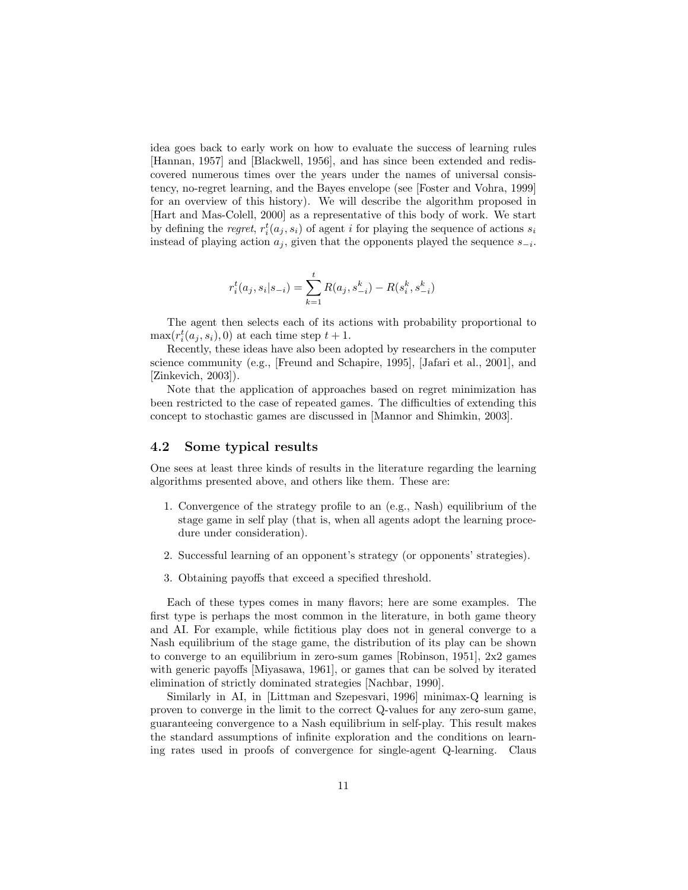idea goes back to early work on how to evaluate the success of learning rules [Hannan, 1957] and [Blackwell, 1956], and has since been extended and rediscovered numerous times over the years under the names of universal consistency, no-regret learning, and the Bayes envelope (see [Foster and Vohra, 1999] for an overview of this history). We will describe the algorithm proposed in [Hart and Mas-Colell, 2000] as a representative of this body of work. We start by defining the *regret*, $r_i^t(a_j, s_i)$ of agent $i$ for playing the sequence of actions $s_i$ instead of playing action $a_j$, given that the opponents played the sequence $s_{-i}$.

$$r_i^t(a_j, s_i|s_{-i}) = \sum_{k=1}^{t} R(a_j, s_{-i}^k) - R(s_i^k, s_{-i}^k)$$

The agent then selects each of its actions with probability proportional to $\max(r_i^t(a_j, s_i), 0)$ at each time step $t+1$.

Recently, these ideas have also been adopted by researchers in the computer science community (e.g., [Freund and Schapire, 1995], [Jafari et al., 2001], and [Zinkevich, 2003]).

Note that the application of approaches based on regret minimization has been restricted to the case of repeated games. The difficulties of extending this concept to stochastic games are discussed in [Mannor and Shimkin, 2003].

### 4.2 Some typical results

One sees at least three kinds of results in the literature regarding the learning algorithms presented above, and others like them. These are:

1. Convergence of the strategy profile to an (e.g., Nash) equilibrium of the stage game in self play (that is, when all agents adopt the learning procedure under consideration).
2. Successful learning of an opponent's strategy (or opponents' strategies).
3. Obtaining payoffs that exceed a specified threshold.

Each of these types comes in many flavors; here are some examples. The first type is perhaps the most common in the literature, in both game theory and AI. For example, while fictitious play does not in general converge to a Nash equilibrium of the stage game, the distribution of its play can be shown to converge to an equilibrium in zero-sum games [Robinson, 1951], 2x2 games with generic payoffs [Miyasawa, 1961], or games that can be solved by iterated elimination of strictly dominated strategies [Nachbar, 1990].

Similarly in AI, in [Littman and Szepesvari, 1996] minimax-Q learning is proven to converge in the limit to the correct Q-values for any zero-sum game, guaranteeing convergence to a Nash equilibrium in self-play. This result makes the standard assumptions of infinite exploration and the conditions on learning rates used in proofs of convergence for single-agent Q-learning. Claus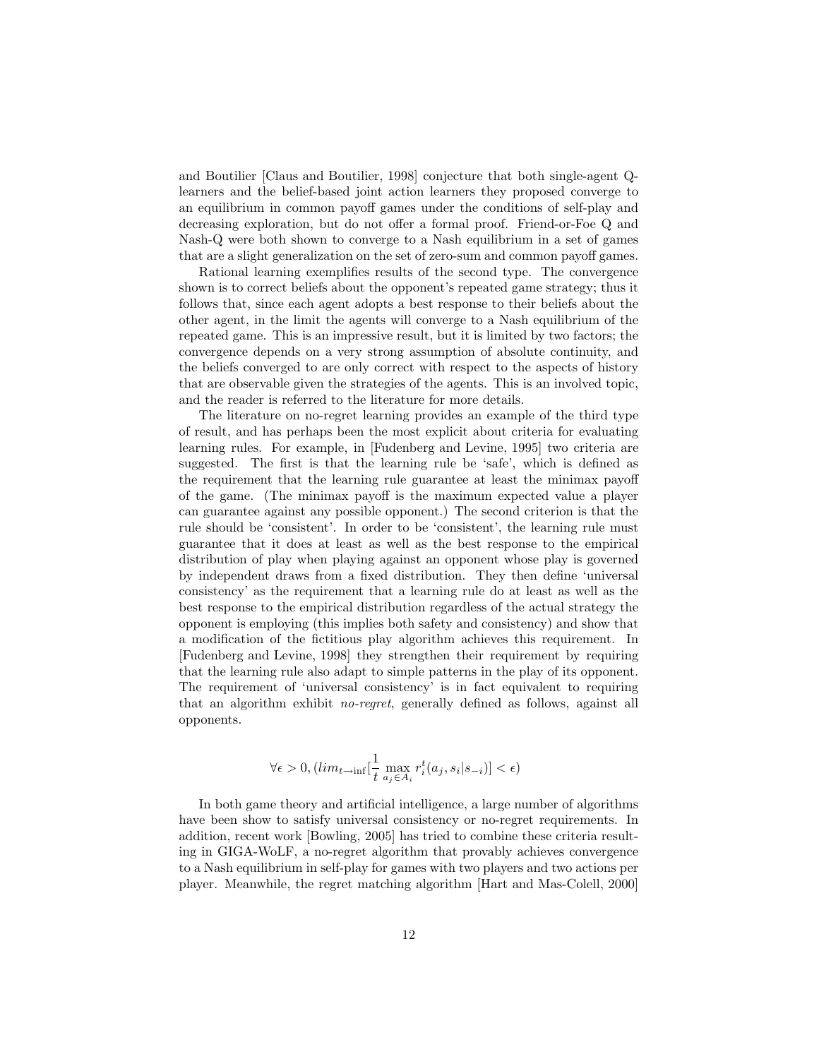and Boutilier [Claus and Boutilier, 1998] conjecture that both single-agent Q-learners and the belief-based joint action learners they proposed converge to an equilibrium in common payoff games under the conditions of self-play and decreasing exploration, but do not offer a formal proof. Friend-or-Foe Q and Nash-Q were both shown to converge to a Nash equilibrium in a set of games that are a slight generalization on the set of zero-sum and common payoff games.

Rational learning exemplifies results of the second type. The convergence shown is to correct beliefs about the opponent's repeated game strategy; thus it follows that, since each agent adopts a best response to their beliefs about the other agent, in the limit the agents will converge to a Nash equilibrium of the repeated game. This is an impressive result, but it is limited by two factors; the convergence depends on a very strong assumption of absolute continuity, and the beliefs converged to are only correct with respect to the aspects of history that are observable given the strategies of the agents. This is an involved topic, and the reader is referred to the literature for more details.

The literature on no-regret learning provides an example of the third type of result, and has perhaps been the most explicit about criteria for evaluating learning rules. For example, in [Fudenberg and Levine, 1995] two criteria are suggested. The first is that the learning rule be 'safe', which is defined as the requirement that the learning rule guarantee at least the minimax payoff of the game. (The minimax payoff is the maximum expected value a player can guarantee against any possible opponent.) The second criterion is that the rule should be 'consistent'. In order to be 'consistent', the learning rule must guarantee that it does at least as well as the best response to the empirical distribution of play when playing against an opponent whose play is governed by independent draws from a fixed distribution. They then define 'universal consistency' as the requirement that a learning rule do at least as well as the best response to the empirical distribution regardless of the actual strategy the opponent is employing (this implies both safety and consistency) and show that a modification of the fictitious play algorithm achieves this requirement. In [Fudenberg and Levine, 1998] they strengthen their requirement by requiring that the learning rule also adapt to simple patterns in the play of its opponent. The requirement of 'universal consistency' is in fact equivalent to requiring that an algorithm exhibit *no-regret*, generally defined as follows, against all opponents.

$$\forall \epsilon > 0, (lim_{t \to \inf} [\frac{1}{t} \max_{a_j \in A_i} r_i^t(a_j, s_i | s_{-i})] < \epsilon)$$

In both game theory and artificial intelligence, a large number of algorithms have been show to satisfy universal consistency or no-regret requirements. In addition, recent work [Bowling, 2005] has tried to combine these criteria resulting in GIGA-WoLF, a no-regret algorithm that provably achieves convergence to a Nash equilibrium in self-play for games with two players and two actions per player. Meanwhile, the regret matching algorithm [Hart and Mas-Colell, 2000]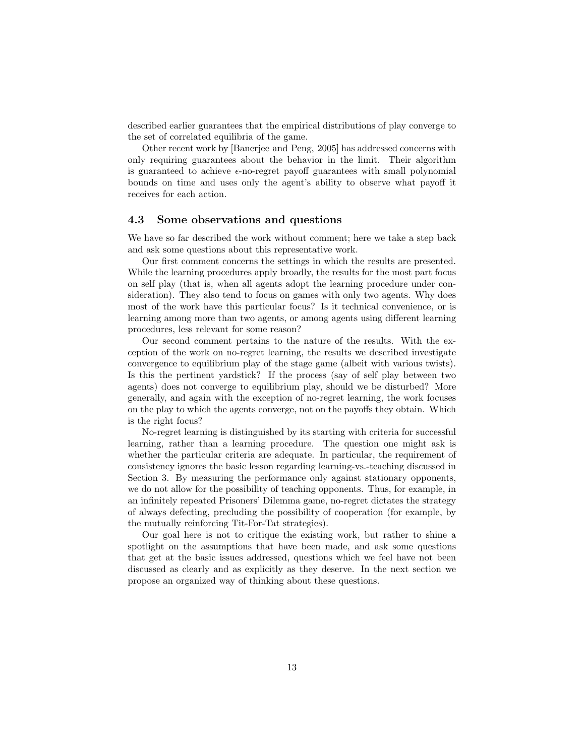described earlier guarantees that the empirical distributions of play converge to the set of correlated equilibria of the game.

Other recent work by [Banerjee and Peng, 2005] has addressed concerns with only requiring guarantees about the behavior in the limit. Their algorithm is guaranteed to achieve $\epsilon$-no-regret payoff guarantees with small polynomial bounds on time and uses only the agent's ability to observe what payoff it receives for each action.

### 4.3 Some observations and questions

We have so far described the work without comment; here we take a step back and ask some questions about this representative work.

Our first comment concerns the settings in which the results are presented. While the learning procedures apply broadly, the results for the most part focus on self play (that is, when all agents adopt the learning procedure under consideration). They also tend to focus on games with only two agents. Why does most of the work have this particular focus? Is it technical convenience, or is learning among more than two agents, or among agents using different learning procedures, less relevant for some reason?

Our second comment pertains to the nature of the results. With the exception of the work on no-regret learning, the results we described investigate convergence to equilibrium play of the stage game (albeit with various twists). Is this the pertinent yardstick? If the process (say of self play between two agents) does not converge to equilibrium play, should we be disturbed? More generally, and again with the exception of no-regret learning, the work focuses on the play to which the agents converge, not on the payoffs they obtain. Which is the right focus?

No-regret learning is distinguished by its starting with criteria for successful learning, rather than a learning procedure. The question one might ask is whether the particular criteria are adequate. In particular, the requirement of consistency ignores the basic lesson regarding learning-vs.-teaching discussed in Section 3. By measuring the performance only against stationary opponents, we do not allow for the possibility of teaching opponents. Thus, for example, in an infinitely repeated Prisoners' Dilemma game, no-regret dictates the strategy of always defecting, precluding the possibility of cooperation (for example, by the mutually reinforcing Tit-For-Tat strategies).

Our goal here is not to critique the existing work, but rather to shine a spotlight on the assumptions that have been made, and ask some questions that get at the basic issues addressed, questions which we feel have not been discussed as clearly and as explicitly as they deserve. In the next section we propose an organized way of thinking about these questions.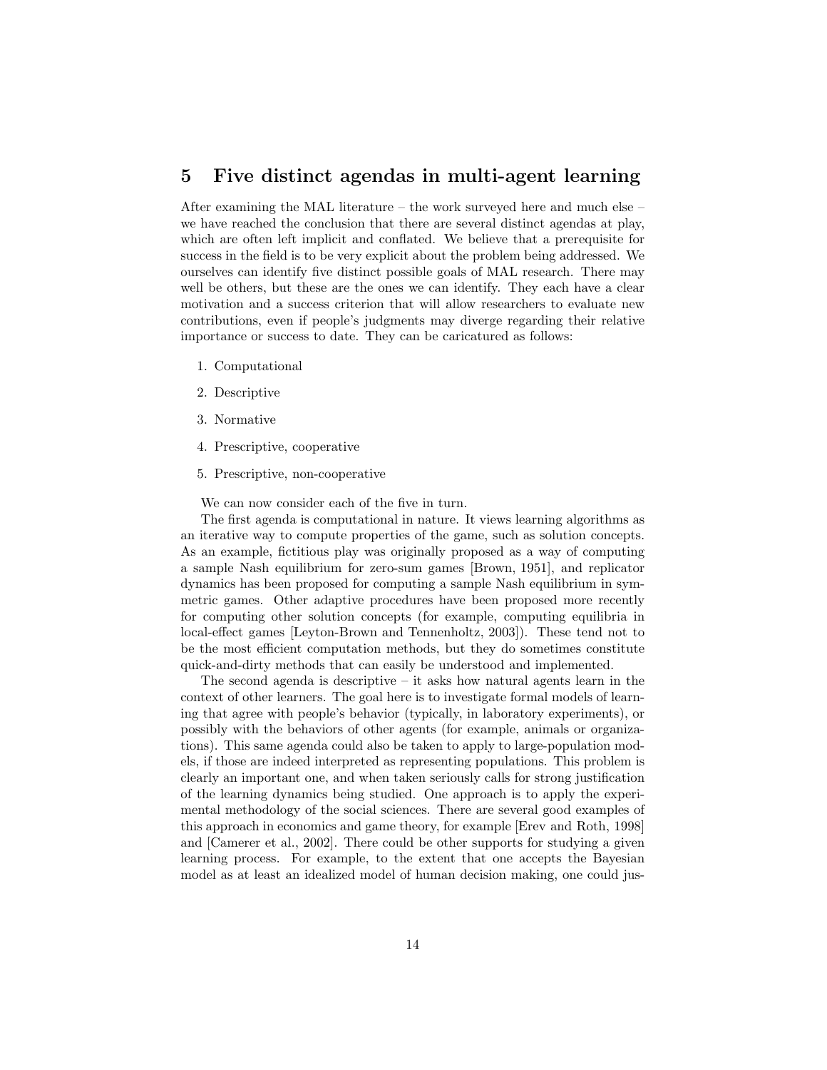## 5 Five distinct agendas in multi-agent learning

After examining the MAL literature – the work surveyed here and much else – we have reached the conclusion that there are several distinct agendas at play, which are often left implicit and conflated. We believe that a prerequisite for success in the field is to be very explicit about the problem being addressed. We ourselves can identify five distinct possible goals of MAL research. There may well be others, but these are the ones we can identify. They each have a clear motivation and a success criterion that will allow researchers to evaluate new contributions, even if people's judgments may diverge regarding their relative importance or success to date. They can be caricatured as follows:

1. Computational
2. Descriptive
3. Normative
4. Prescriptive, cooperative
5. Prescriptive, non-cooperative

We can now consider each of the five in turn.

The first agenda is computational in nature. It views learning algorithms as an iterative way to compute properties of the game, such as solution concepts. As an example, fictitious play was originally proposed as a way of computing a sample Nash equilibrium for zero-sum games [Brown, 1951], and replicator dynamics has been proposed for computing a sample Nash equilibrium in symmetric games. Other adaptive procedures have been proposed more recently for computing other solution concepts (for example, computing equilibria in local-effect games [Leyton-Brown and Tennenholtz, 2003]). These tend not to be the most efficient computation methods, but they do sometimes constitute quick-and-dirty methods that can easily be understood and implemented.

The second agenda is descriptive – it asks how natural agents learn in the context of other learners. The goal here is to investigate formal models of learning that agree with people's behavior (typically, in laboratory experiments), or possibly with the behaviors of other agents (for example, animals or organizations). This same agenda could also be taken to apply to large-population models, if those are indeed interpreted as representing populations. This problem is clearly an important one, and when taken seriously calls for strong justification of the learning dynamics being studied. One approach is to apply the experimental methodology of the social sciences. There are several good examples of this approach in economics and game theory, for example [Erev and Roth, 1998] and [Camerer et al., 2002]. There could be other supports for studying a given learning process. For example, to the extent that one accepts the Bayesian model as at least an idealized model of human decision making, one could jus-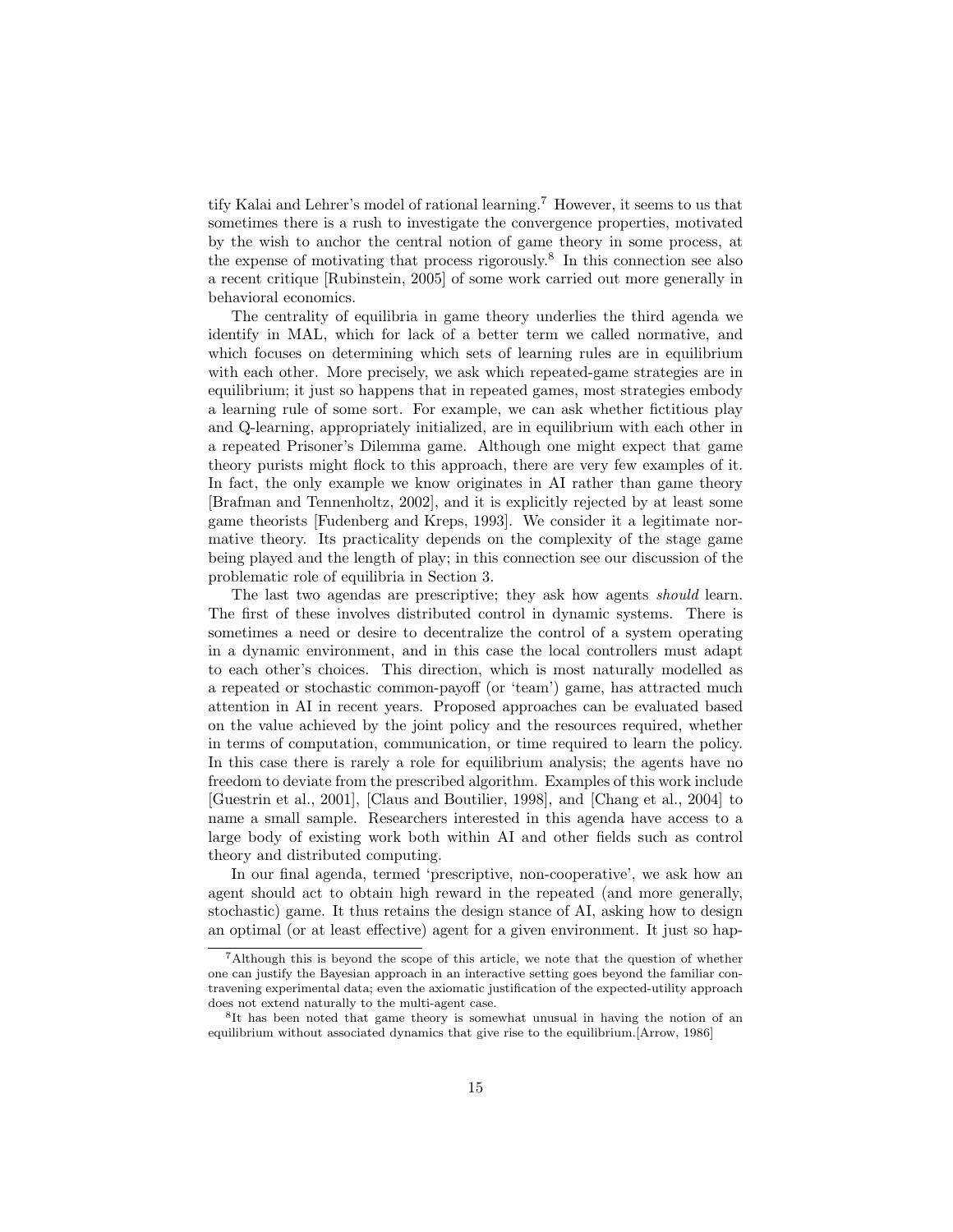tify Kalai and Lehrer's model of rational learning.[7] However, it seems to us that sometimes there is a rush to investigate the convergence properties, motivated by the wish to anchor the central notion of game theory in some process, at the expense of motivating that process rigorously.[8] In this connection see also a recent critique [Rubinstein, 2005] of some work carried out more generally in behavioral economics.

The centrality of equilibria in game theory underlies the third agenda we identify in MAL, which for lack of a better term we called normative, and which focuses on determining which sets of learning rules are in equilibrium with each other. More precisely, we ask which repeated-game strategies are in equilibrium; it just so happens that in repeated games, most strategies embody a learning rule of some sort. For example, we can ask whether fictitious play and Q-learning, appropriately initialized, are in equilibrium with each other in a repeated Prisoner's Dilemma game. Although one might expect that game theory purists might flock to this approach, there are very few examples of it. In fact, the only example we know originates in AI rather than game theory [Brafman and Tennenholtz, 2002], and it is explicitly rejected by at least some game theorists [Fudenberg and Kreps, 1993]. We consider it a legitimate normative theory. Its practicality depends on the complexity of the stage game being played and the length of play; in this connection see our discussion of the problematic role of equilibria in Section 3.

The last two agendas are prescriptive; they ask how agents *should* learn. The first of these involves distributed control in dynamic systems. There is sometimes a need or desire to decentralize the control of a system operating in a dynamic environment, and in this case the local controllers must adapt to each other's choices. This direction, which is most naturally modelled as a repeated or stochastic common-payoff (or 'team') game, has attracted much attention in AI in recent years. Proposed approaches can be evaluated based on the value achieved by the joint policy and the resources required, whether in terms of computation, communication, or time required to learn the policy. In this case there is rarely a role for equilibrium analysis; the agents have no freedom to deviate from the prescribed algorithm. Examples of this work include [Guestrin et al., 2001], [Claus and Boutilier, 1998], and [Chang et al., 2004] to name a small sample. Researchers interested in this agenda have access to a large body of existing work both within AI and other fields such as control theory and distributed computing.

In our final agenda, termed 'prescriptive, non-cooperative', we ask how an agent should act to obtain high reward in the repeated (and more generally, stochastic) game. It thus retains the design stance of AI, asking how to design an optimal (or at least effective) agent for a given environment. It just so hap-

---

[7] Although this is beyond the scope of this article, we note that the question of whether one can justify the Bayesian approach in an interactive setting goes beyond the familiar contravening experimental data; even the axiomatic justification of the expected-utility approach does not extend naturally to the multi-agent case.

[8] It has been noted that game theory is somewhat unusual in having the notion of an equilibrium without associated dynamics that give rise to the equilibrium.[Arrow, 1986]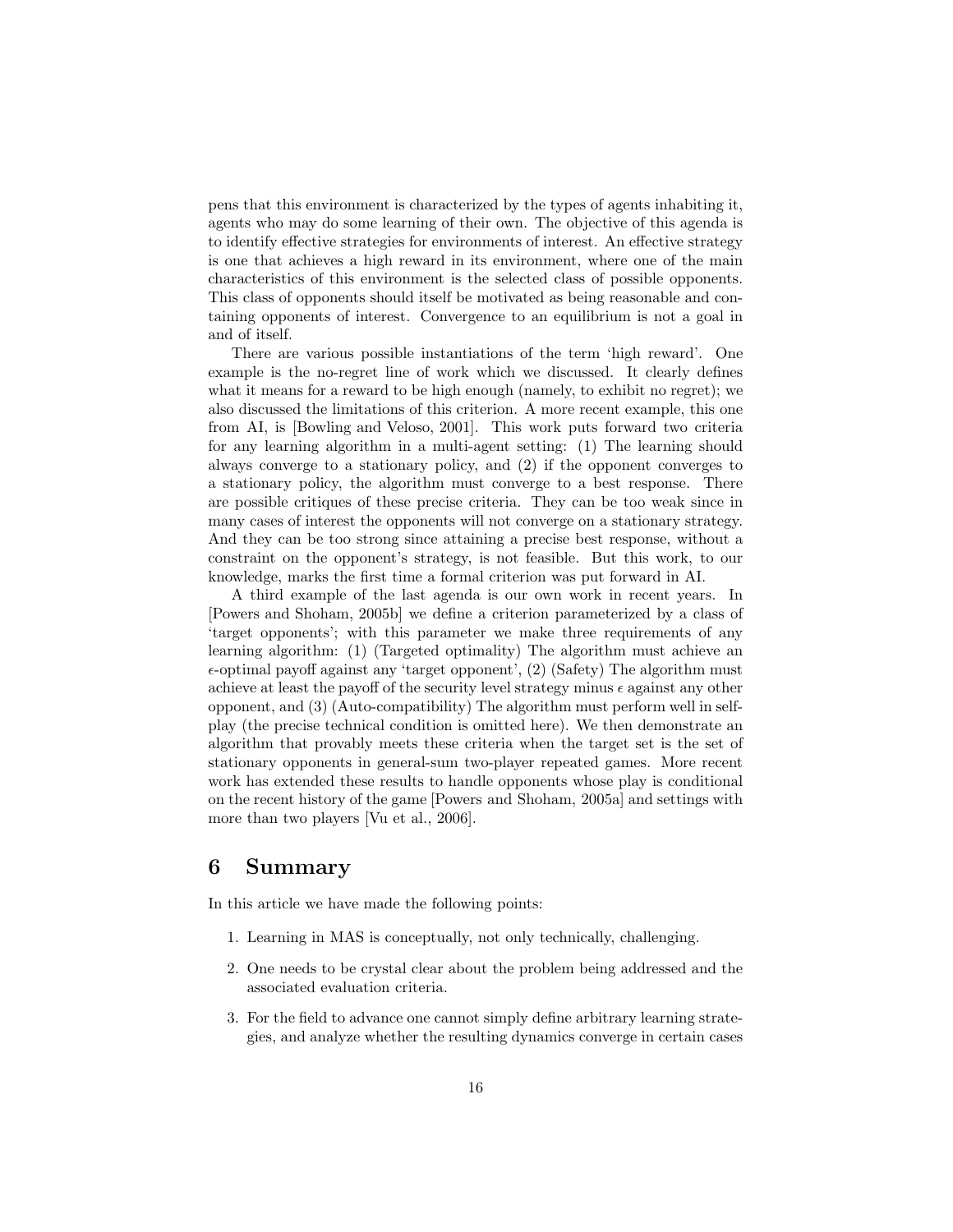pens that this environment is characterized by the types of agents inhabiting it, agents who may do some learning of their own. The objective of this agenda is to identify effective strategies for environments of interest. An effective strategy is one that achieves a high reward in its environment, where one of the main characteristics of this environment is the selected class of possible opponents. This class of opponents should itself be motivated as being reasonable and containing opponents of interest. Convergence to an equilibrium is not a goal in and of itself.

There are various possible instantiations of the term 'high reward'. One example is the no-regret line of work which we discussed. It clearly defines what it means for a reward to be high enough (namely, to exhibit no regret); we also discussed the limitations of this criterion. A more recent example, this one from AI, is [Bowling and Veloso, 2001]. This work puts forward two criteria for any learning algorithm in a multi-agent setting: (1) The learning should always converge to a stationary policy, and (2) if the opponent converges to a stationary policy, the algorithm must converge to a best response. There are possible critiques of these precise criteria. They can be too weak since in many cases of interest the opponents will not converge on a stationary strategy. And they can be too strong since attaining a precise best response, without a constraint on the opponent's strategy, is not feasible. But this work, to our knowledge, marks the first time a formal criterion was put forward in AI.

A third example of the last agenda is our own work in recent years. In [Powers and Shoham, 2005b] we define a criterion parameterized by a class of 'target opponents'; with this parameter we make three requirements of any learning algorithm: (1) (Targeted optimality) The algorithm must achieve an $\epsilon$-optimal payoff against any 'target opponent', (2) (Safety) The algorithm must achieve at least the payoff of the security level strategy minus $\epsilon$ against any other opponent, and (3) (Auto-compatibility) The algorithm must perform well in self-play (the precise technical condition is omitted here). We then demonstrate an algorithm that provably meets these criteria when the target set is the set of stationary opponents in general-sum two-player repeated games. More recent work has extended these results to handle opponents whose play is conditional on the recent history of the game [Powers and Shoham, 2005a] and settings with more than two players [Vu et al., 2006].

## 6 Summary

In this article we have made the following points:

1. Learning in MAS is conceptually, not only technically, challenging.
2. One needs to be crystal clear about the problem being addressed and the associated evaluation criteria.
3. For the field to advance one cannot simply define arbitrary learning strategies, and analyze whether the resulting dynamics converge in certain cases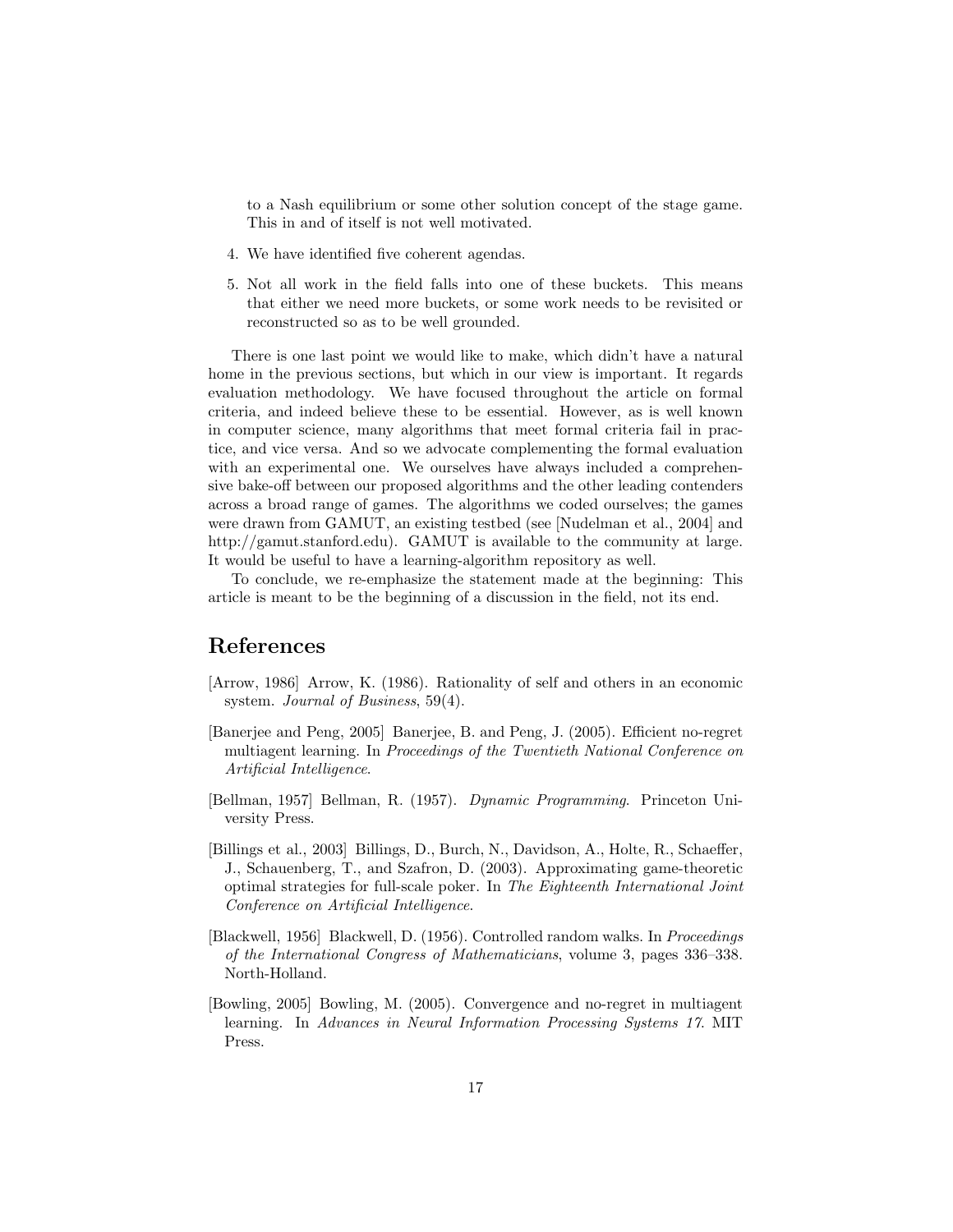to a Nash equilibrium or some other solution concept of the stage game. This in and of itself is not well motivated.

4. We have identified five coherent agendas.

5. Not all work in the field falls into one of these buckets. This means that either we need more buckets, or some work needs to be revisited or reconstructed so as to be well grounded.

There is one last point we would like to make, which didn't have a natural home in the previous sections, but which in our view is important. It regards evaluation methodology. We have focused throughout the article on formal criteria, and indeed believe these to be essential. However, as is well known in computer science, many algorithms that meet formal criteria fail in practice, and vice versa. And so we advocate complementing the formal evaluation with an experimental one. We ourselves have always included a comprehensive bake-off between our proposed algorithms and the other leading contenders across a broad range of games. The algorithms we coded ourselves; the games were drawn from GAMUT, an existing testbed (see [Nudelman et al., 2004] and http://gamut.stanford.edu). GAMUT is available to the community at large. It would be useful to have a learning-algorithm repository as well.

To conclude, we re-emphasize the statement made at the beginning: This article is meant to be the beginning of a discussion in the field, not its end.

# References

[Arrow, 1986] Arrow, K. (1986). Rationality of self and others in an economic system. *Journal of Business*, 59(4).

[Banerjee and Peng, 2005] Banerjee, B. and Peng, J. (2005). Efficient no-regret multiagent learning. In *Proceedings of the Twentieth National Conference on Artificial Intelligence*.

[Bellman, 1957] Bellman, R. (1957). *Dynamic Programming*. Princeton University Press.

[Billings et al., 2003] Billings, D., Burch, N., Davidson, A., Holte, R., Schaeffer, J., Schauenberg, T., and Szafron, D. (2003). Approximating game-theoretic optimal strategies for full-scale poker. In *The Eighteenth International Joint Conference on Artificial Intelligence*.

[Blackwell, 1956] Blackwell, D. (1956). Controlled random walks. In *Proceedings of the International Congress of Mathematicians*, volume 3, pages 336–338. North-Holland.

[Bowling, 2005] Bowling, M. (2005). Convergence and no-regret in multiagent learning. In *Advances in Neural Information Processing Systems 17*. MIT Press.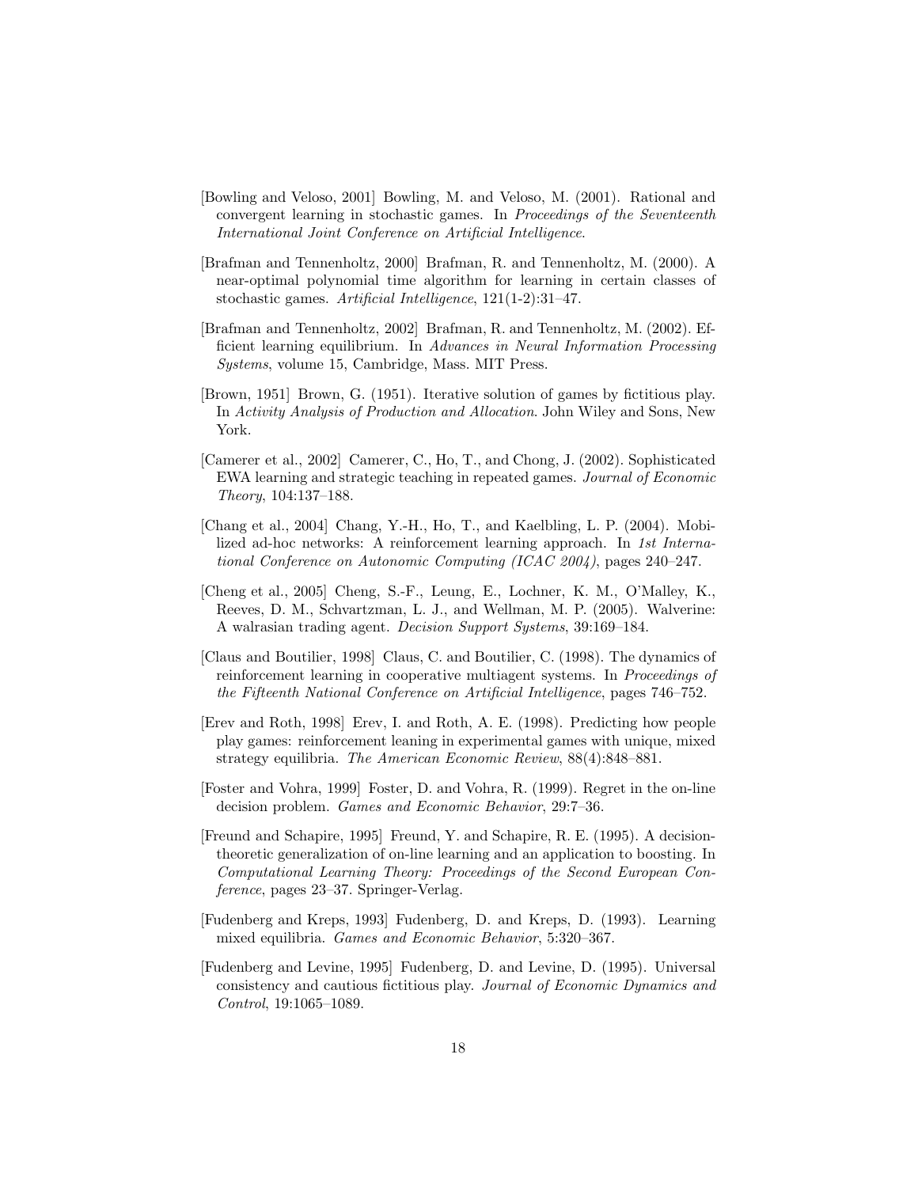[Bowling and Veloso, 2001] Bowling, M. and Veloso, M. (2001). Rational and convergent learning in stochastic games. In *Proceedings of the Seventeenth International Joint Conference on Artificial Intelligence*.

[Brafman and Tennenholtz, 2000] Brafman, R. and Tennenholtz, M. (2000). A near-optimal polynomial time algorithm for learning in certain classes of stochastic games. *Artificial Intelligence*, 121(1-2):31–47.

[Brafman and Tennenholtz, 2002] Brafman, R. and Tennenholtz, M. (2002). Efficient learning equilibrium. In *Advances in Neural Information Processing Systems*, volume 15, Cambridge, Mass. MIT Press.

[Brown, 1951] Brown, G. (1951). Iterative solution of games by fictitious play. In *Activity Analysis of Production and Allocation*. John Wiley and Sons, New York.

[Camerer et al., 2002] Camerer, C., Ho, T., and Chong, J. (2002). Sophisticated EWA learning and strategic teaching in repeated games. *Journal of Economic Theory*, 104:137–188.

[Chang et al., 2004] Chang, Y.-H., Ho, T., and Kaelbling, L. P. (2004). Mobilized ad-hoc networks: A reinforcement learning approach. In *1st International Conference on Autonomic Computing (ICAC 2004)*, pages 240–247.

[Cheng et al., 2005] Cheng, S.-F., Leung, E., Lochner, K. M., O'Malley, K., Reeves, D. M., Schvartzman, L. J., and Wellman, M. P. (2005). Walverine: A walrasian trading agent. *Decision Support Systems*, 39:169–184.

[Claus and Boutilier, 1998] Claus, C. and Boutilier, C. (1998). The dynamics of reinforcement learning in cooperative multiagent systems. In *Proceedings of the Fifteenth National Conference on Artificial Intelligence*, pages 746–752.

[Erev and Roth, 1998] Erev, I. and Roth, A. E. (1998). Predicting how people play games: reinforcement leaning in experimental games with unique, mixed strategy equilibria. *The American Economic Review*, 88(4):848–881.

[Foster and Vohra, 1999] Foster, D. and Vohra, R. (1999). Regret in the on-line decision problem. *Games and Economic Behavior*, 29:7–36.

[Freund and Schapire, 1995] Freund, Y. and Schapire, R. E. (1995). A decision-theoretic generalization of on-line learning and an application to boosting. In *Computational Learning Theory: Proceedings of the Second European Conference*, pages 23–37. Springer-Verlag.

[Fudenberg and Kreps, 1993] Fudenberg, D. and Kreps, D. (1993). Learning mixed equilibria. *Games and Economic Behavior*, 5:320–367.

[Fudenberg and Levine, 1995] Fudenberg, D. and Levine, D. (1995). Universal consistency and cautious fictitious play. *Journal of Economic Dynamics and Control*, 19:1065–1089.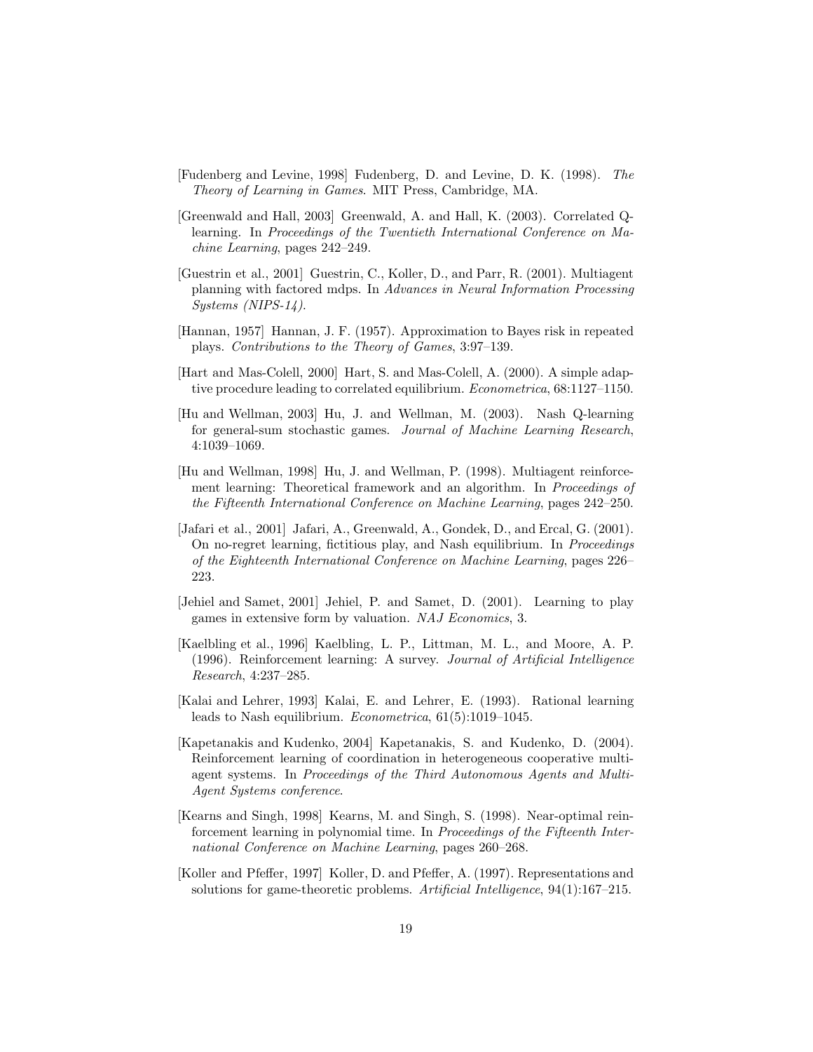[Fudenberg and Levine, 1998] Fudenberg, D. and Levine, D. K. (1998). *The Theory of Learning in Games*. MIT Press, Cambridge, MA.

[Greenwald and Hall, 2003] Greenwald, A. and Hall, K. (2003). Correlated Q-learning. In *Proceedings of the Twentieth International Conference on Machine Learning*, pages 242–249.

[Guestrin et al., 2001] Guestrin, C., Koller, D., and Parr, R. (2001). Multiagent planning with factored mdps. In *Advances in Neural Information Processing Systems (NIPS-14)*.

[Hannan, 1957] Hannan, J. F. (1957). Approximation to Bayes risk in repeated plays. *Contributions to the Theory of Games*, 3:97–139.

[Hart and Mas-Colell, 2000] Hart, S. and Mas-Colell, A. (2000). A simple adaptive procedure leading to correlated equilibrium. *Econometrica*, 68:1127–1150.

[Hu and Wellman, 2003] Hu, J. and Wellman, M. (2003). Nash Q-learning for general-sum stochastic games. *Journal of Machine Learning Research*, 4:1039–1069.

[Hu and Wellman, 1998] Hu, J. and Wellman, P. (1998). Multiagent reinforcement learning: Theoretical framework and an algorithm. In *Proceedings of the Fifteenth International Conference on Machine Learning*, pages 242–250.

[Jafari et al., 2001] Jafari, A., Greenwald, A., Gondek, D., and Ercal, G. (2001). On no-regret learning, fictitious play, and Nash equilibrium. In *Proceedings of the Eighteenth International Conference on Machine Learning*, pages 226–223.

[Jehiel and Samet, 2001] Jehiel, P. and Samet, D. (2001). Learning to play games in extensive form by valuation. *NAJ Economics*, 3.

[Kaelbling et al., 1996] Kaelbling, L. P., Littman, M. L., and Moore, A. P. (1996). Reinforcement learning: A survey. *Journal of Artificial Intelligence Research*, 4:237–285.

[Kalai and Lehrer, 1993] Kalai, E. and Lehrer, E. (1993). Rational learning leads to Nash equilibrium. *Econometrica*, 61(5):1019–1045.

[Kapetanakis and Kudenko, 2004] Kapetanakis, S. and Kudenko, D. (2004). Reinforcement learning of coordination in heterogeneous cooperative multi-agent systems. In *Proceedings of the Third Autonomous Agents and Multi-Agent Systems conference*.

[Kearns and Singh, 1998] Kearns, M. and Singh, S. (1998). Near-optimal reinforcement learning in polynomial time. In *Proceedings of the Fifteenth International Conference on Machine Learning*, pages 260–268.

[Koller and Pfeffer, 1997] Koller, D. and Pfeffer, A. (1997). Representations and solutions for game-theoretic problems. *Artificial Intelligence*, 94(1):167–215.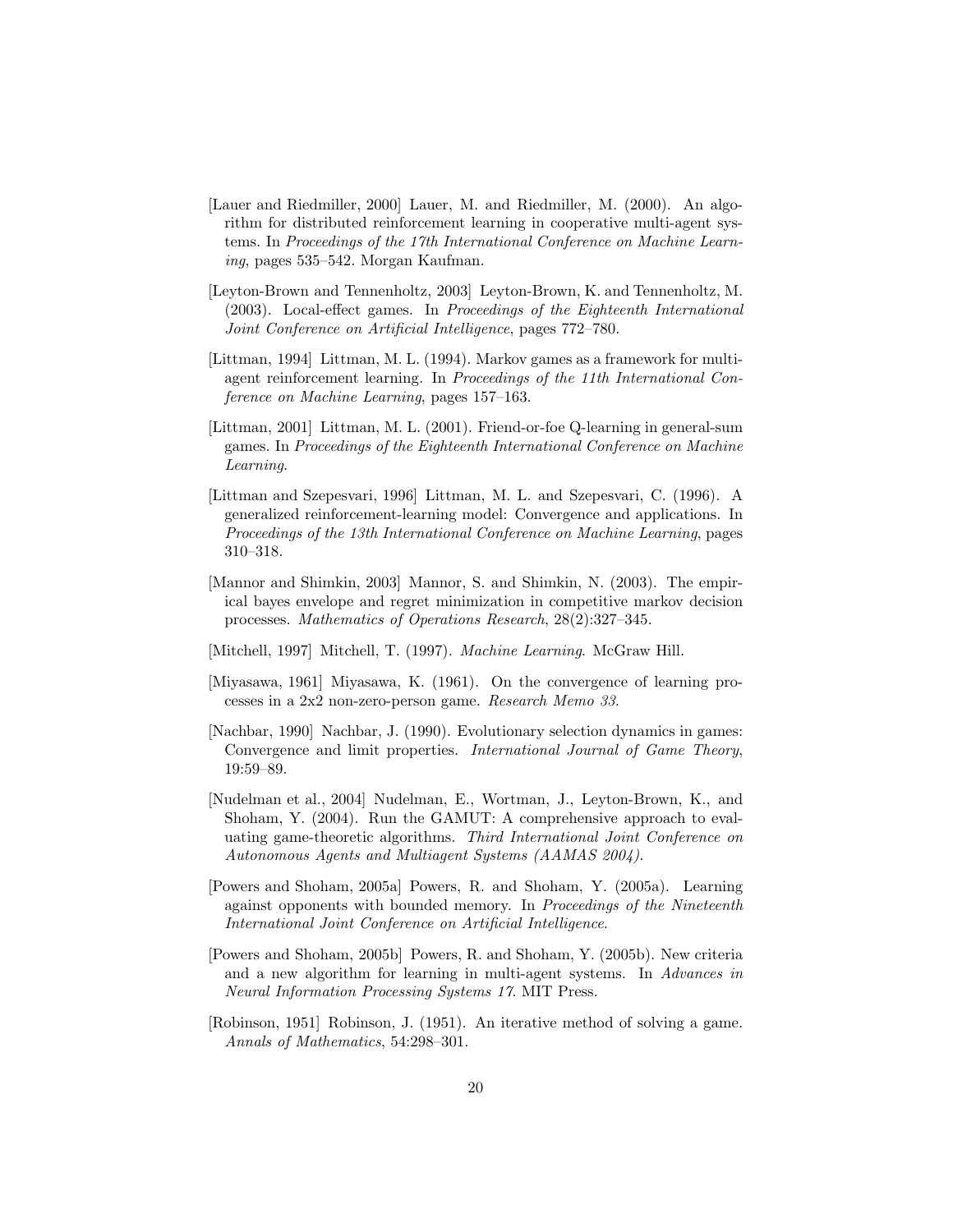[Lauer and Riedmiller, 2000] Lauer, M. and Riedmiller, M. (2000). An algorithm for distributed reinforcement learning in cooperative multi-agent systems. In *Proceedings of the 17th International Conference on Machine Learning*, pages 535–542. Morgan Kaufman.

[Leyton-Brown and Tennenholtz, 2003] Leyton-Brown, K. and Tennenholtz, M. (2003). Local-effect games. In *Proceedings of the Eighteenth International Joint Conference on Artificial Intelligence*, pages 772–780.

[Littman, 1994] Littman, M. L. (1994). Markov games as a framework for multi-agent reinforcement learning. In *Proceedings of the 11th International Conference on Machine Learning*, pages 157–163.

[Littman, 2001] Littman, M. L. (2001). Friend-or-foe Q-learning in general-sum games. In *Proceedings of the Eighteenth International Conference on Machine Learning*.

[Littman and Szepesvari, 1996] Littman, M. L. and Szepesvari, C. (1996). A generalized reinforcement-learning model: Convergence and applications. In *Proceedings of the 13th International Conference on Machine Learning*, pages 310–318.

[Mannor and Shimkin, 2003] Mannor, S. and Shimkin, N. (2003). The empirical bayes envelope and regret minimization in competitive markov decision processes. *Mathematics of Operations Research*, 28(2):327–345.

[Mitchell, 1997] Mitchell, T. (1997). *Machine Learning*. McGraw Hill.

[Miyasawa, 1961] Miyasawa, K. (1961). On the convergence of learning processes in a 2x2 non-zero-person game. *Research Memo 33*.

[Nachbar, 1990] Nachbar, J. (1990). Evolutionary selection dynamics in games: Convergence and limit properties. *International Journal of Game Theory*, 19:59–89.

[Nudelman et al., 2004] Nudelman, E., Wortman, J., Leyton-Brown, K., and Shoham, Y. (2004). Run the GAMUT: A comprehensive approach to evaluating game-theoretic algorithms. *Third International Joint Conference on Autonomous Agents and Multiagent Systems (AAMAS 2004)*.

[Powers and Shoham, 2005a] Powers, R. and Shoham, Y. (2005a). Learning against opponents with bounded memory. In *Proceedings of the Nineteenth International Joint Conference on Artificial Intelligence*.

[Powers and Shoham, 2005b] Powers, R. and Shoham, Y. (2005b). New criteria and a new algorithm for learning in multi-agent systems. In *Advances in Neural Information Processing Systems 17*. MIT Press.

[Robinson, 1951] Robinson, J. (1951). An iterative method of solving a game. *Annals of Mathematics*, 54:298–301.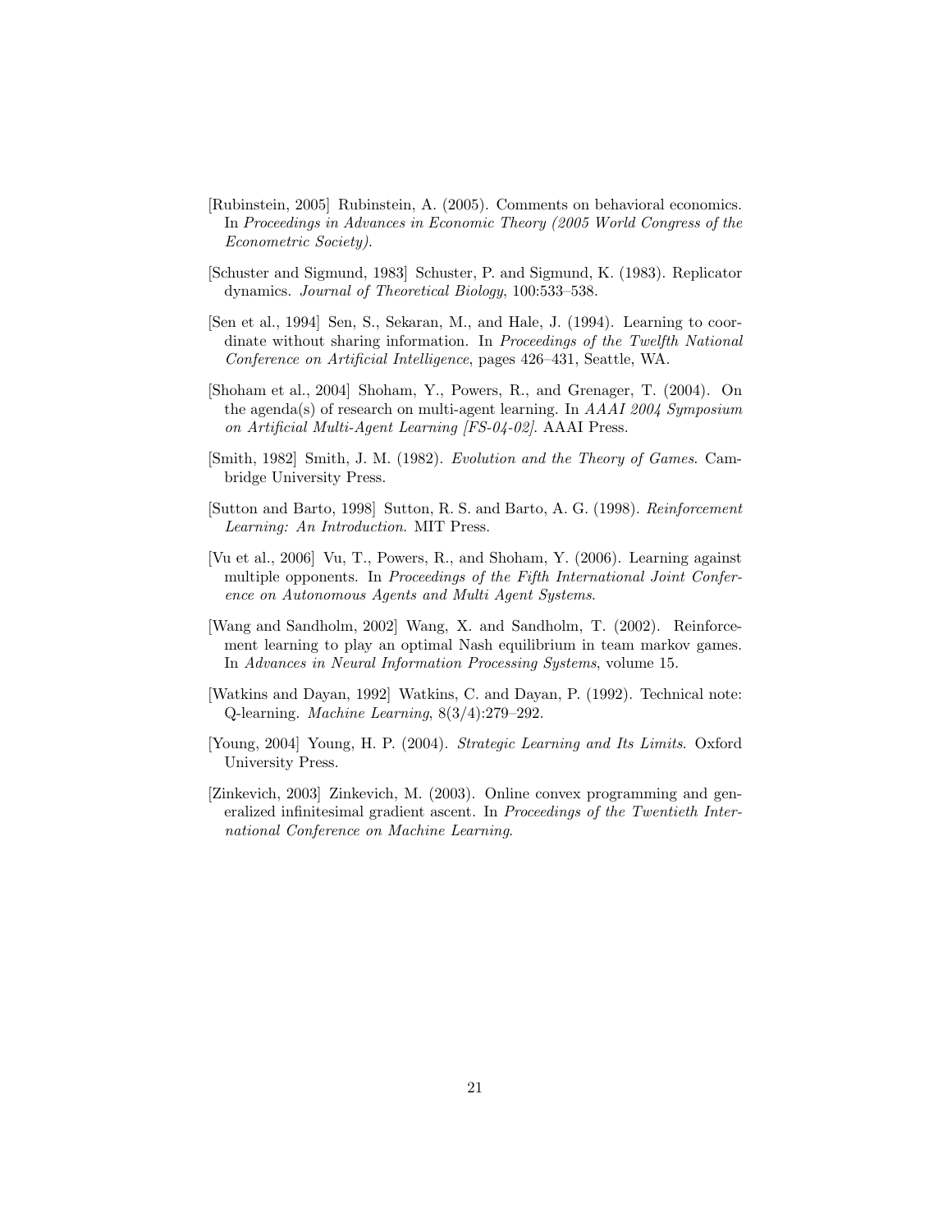[Rubinstein, 2005] Rubinstein, A. (2005). Comments on behavioral economics. In *Proceedings in Advances in Economic Theory (2005 World Congress of the Econometric Society)*.

[Schuster and Sigmund, 1983] Schuster, P. and Sigmund, K. (1983). Replicator dynamics. *Journal of Theoretical Biology*, 100:533–538.

[Sen et al., 1994] Sen, S., Sekaran, M., and Hale, J. (1994). Learning to coordinate without sharing information. In *Proceedings of the Twelfth National Conference on Artificial Intelligence*, pages 426–431, Seattle, WA.

[Shoham et al., 2004] Shoham, Y., Powers, R., and Grenager, T. (2004). On the agenda(s) of research on multi-agent learning. In *AAAI 2004 Symposium on Artificial Multi-Agent Learning [FS-04-02]*. AAAI Press.

[Smith, 1982] Smith, J. M. (1982). *Evolution and the Theory of Games*. Cambridge University Press.

[Sutton and Barto, 1998] Sutton, R. S. and Barto, A. G. (1998). *Reinforcement Learning: An Introduction*. MIT Press.

[Vu et al., 2006] Vu, T., Powers, R., and Shoham, Y. (2006). Learning against multiple opponents. In *Proceedings of the Fifth International Joint Conference on Autonomous Agents and Multi Agent Systems*.

[Wang and Sandholm, 2002] Wang, X. and Sandholm, T. (2002). Reinforcement learning to play an optimal Nash equilibrium in team markov games. In *Advances in Neural Information Processing Systems*, volume 15.

[Watkins and Dayan, 1992] Watkins, C. and Dayan, P. (1992). Technical note: Q-learning. *Machine Learning*, 8(3/4):279–292.

[Young, 2004] Young, H. P. (2004). *Strategic Learning and Its Limits*. Oxford University Press.

[Zinkevich, 2003] Zinkevich, M. (2003). Online convex programming and generalized infinitesimal gradient ascent. In *Proceedings of the Twentieth International Conference on Machine Learning*.